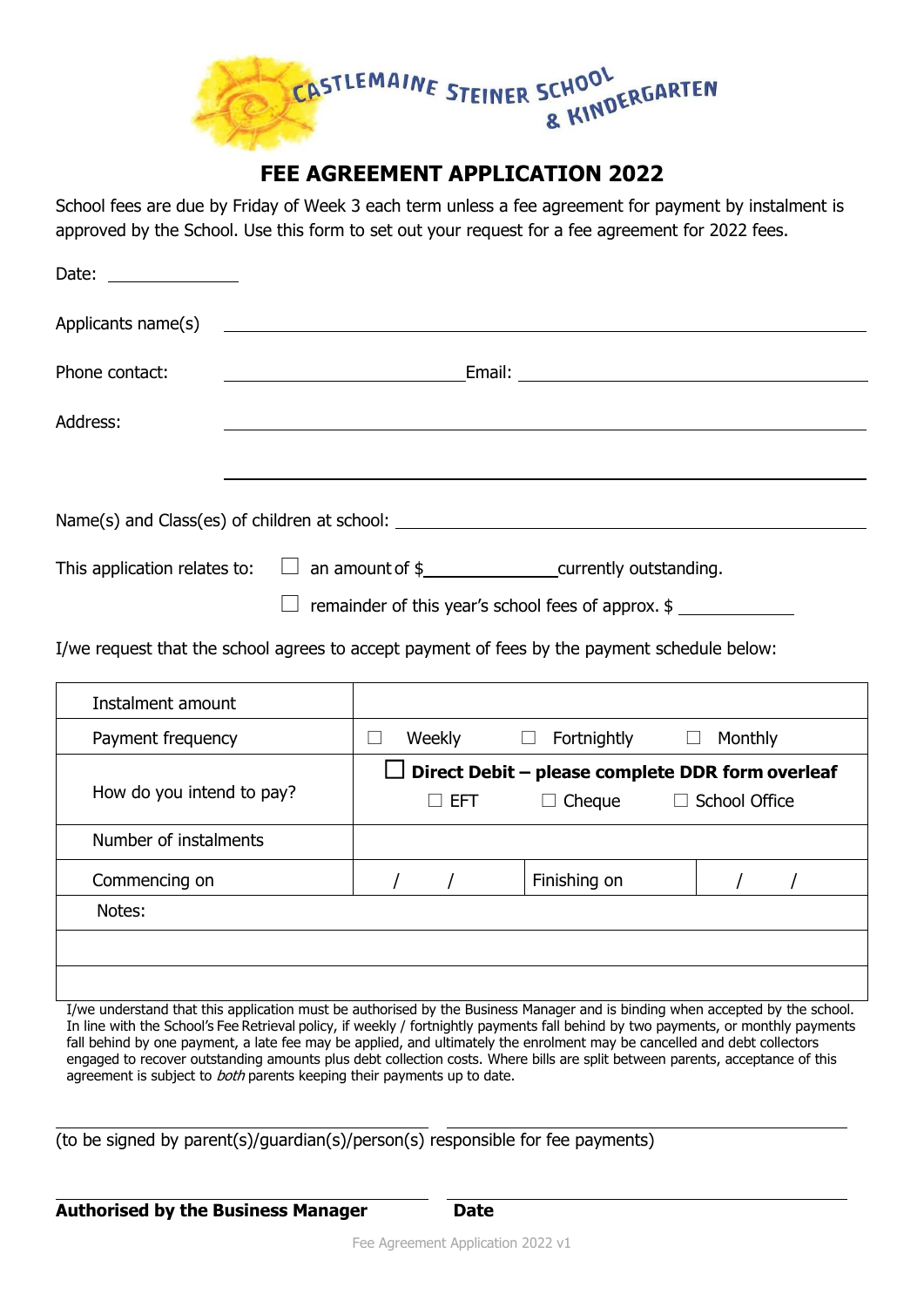CASTLEMAINE STEINER SCHOOL & KINDERGARTEN

# FEE AGREEMENT APPLICATION 2022

School fees are due by Friday of Week 3 each term unless a fee agreement for payment by instalment is approved by the School. Use this form to set out your request for a fee agreement for 2022 fees.

Date: ______________

Applicants name(s) ______________________________________________

Phone contact: __________________________ Email: __________________________

Address: ______________________________________________

______________________________________________

Name(s) and Class(es) of children at school: ______________________________________________

This application relates to: ☐ an amount of $______________ currently outstanding.

☐ remainder of this year's school fees of approx. $ ____________

I/we request that the school agrees to accept payment of fees by the payment schedule below:

| | | | |
|---|---|---|---|
| Instalment amount | | | |
| Payment frequency | ☐ Weekly ☐ Fortnightly ☐ Monthly | | |
| How do you intend to pay? | ☐ **Direct Debit – please complete DDR form overleaf**<br>☐ EFT ☐ Cheque ☐ School Office | | |
| Number of instalments | | | |
| Commencing on | / / | Finishing on | / / |
| Notes: | | | |
| | | | |
| | | | |

I/we understand that this application must be authorised by the Business Manager and is binding when accepted by the school. In line with the School's Fee Retrieval policy, if weekly / fortnightly payments fall behind by two payments, or monthly payments fall behind by one payment, a late fee may be applied, and ultimately the enrolment may be cancelled and debt collectors engaged to recover outstanding amounts plus debt collection costs. Where bills are split between parents, acceptance of this agreement is subject to *both* parents keeping their payments up to date.

______________________________ ______________________________

(to be signed by parent(s)/guardian(s)/person(s) responsible for fee payments)

______________________________ ______________________________

**Authorised by the Business Manager** **Date**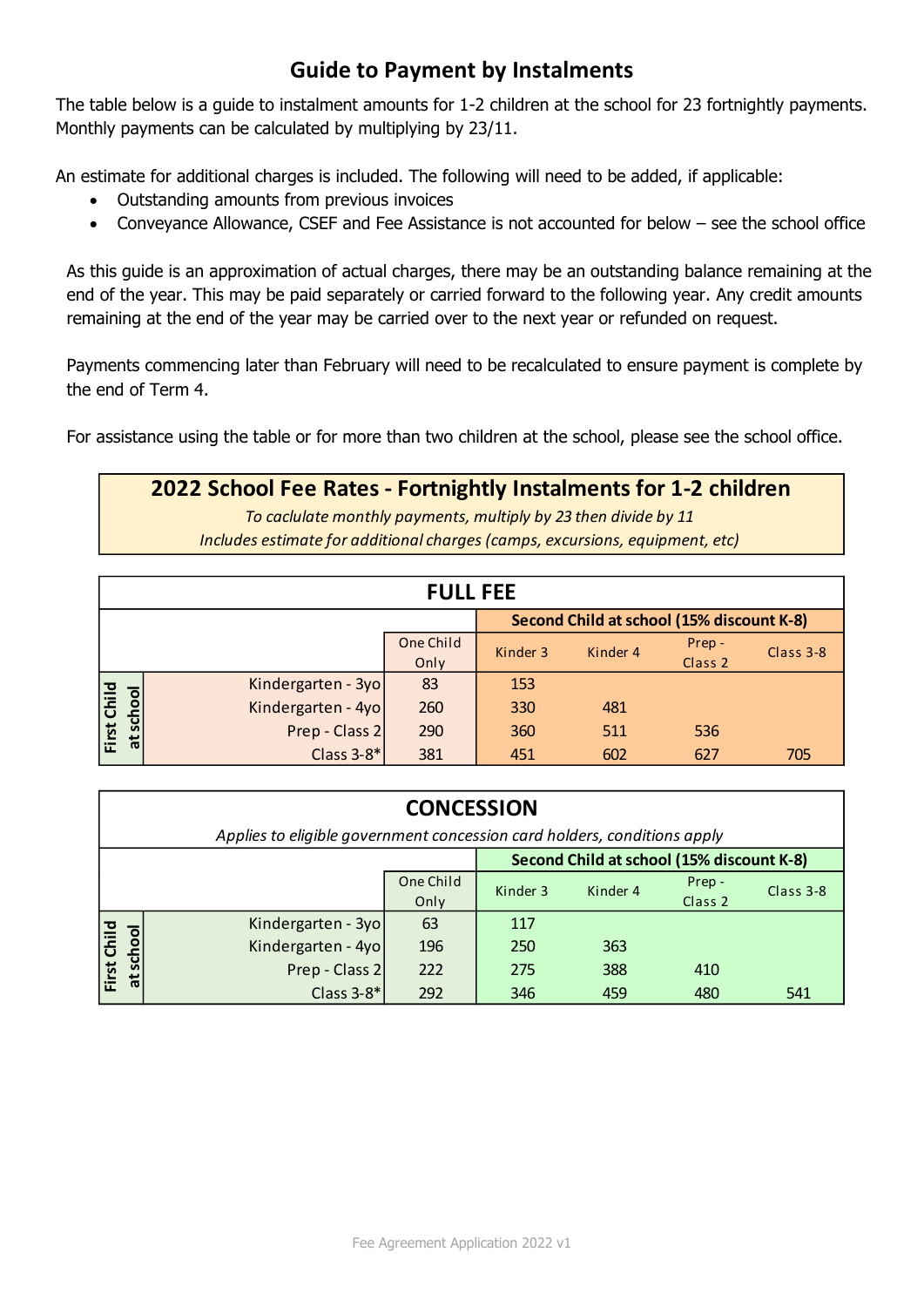# Guide to Payment by Instalments

The table below is a guide to instalment amounts for 1-2 children at the school for 23 fortnightly payments. Monthly payments can be calculated by multiplying by 23/11.

An estimate for additional charges is included. The following will need to be added, if applicable:

- Outstanding amounts from previous invoices
- Conveyance Allowance, CSEF and Fee Assistance is not accounted for below – see the school office

As this guide is an approximation of actual charges, there may be an outstanding balance remaining at the end of the year. This may be paid separately or carried forward to the following year. Any credit amounts remaining at the end of the year may be carried over to the next year or refunded on request.

Payments commencing later than February will need to be recalculated to ensure payment is complete by the end of Term 4.

For assistance using the table or for more than two children at the school, please see the school office.

## 2022 School Fee Rates - Fortnightly Instalments for 1-2 children

*To caclulate monthly payments, multiply by 23 then divide by 11*

*Includes estimate for additional charges (camps, excursions, equipment, etc)*

### FULL FEE

| | | | Second Child at school (15% discount K-8) | | | |
|---|---|---|---|---|---|---|
| | | One Child Only | Kinder 3 | Kinder 4 | Prep - Class 2 | Class 3-8 |
| First Child at school | Kindergarten - 3yo | 83 | 153 | | | |
| | Kindergarten - 4yo | 260 | 330 | 481 | | |
| | Prep - Class 2 | 290 | 360 | 511 | 536 | |
| | Class 3-8* | 381 | 451 | 602 | 627 | 705 |

### CONCESSION

*Applies to eligible government concession card holders, conditions apply*

| | | | Second Child at school (15% discount K-8) | | | |
|---|---|---|---|---|---|---|
| | | One Child Only | Kinder 3 | Kinder 4 | Prep - Class 2 | Class 3-8 |
| First Child at school | Kindergarten - 3yo | 63 | 117 | | | |
| | Kindergarten - 4yo | 196 | 250 | 363 | | |
| | Prep - Class 2 | 222 | 275 | 388 | 410 | |
| | Class 3-8* | 292 | 346 | 459 | 480 | 541 |